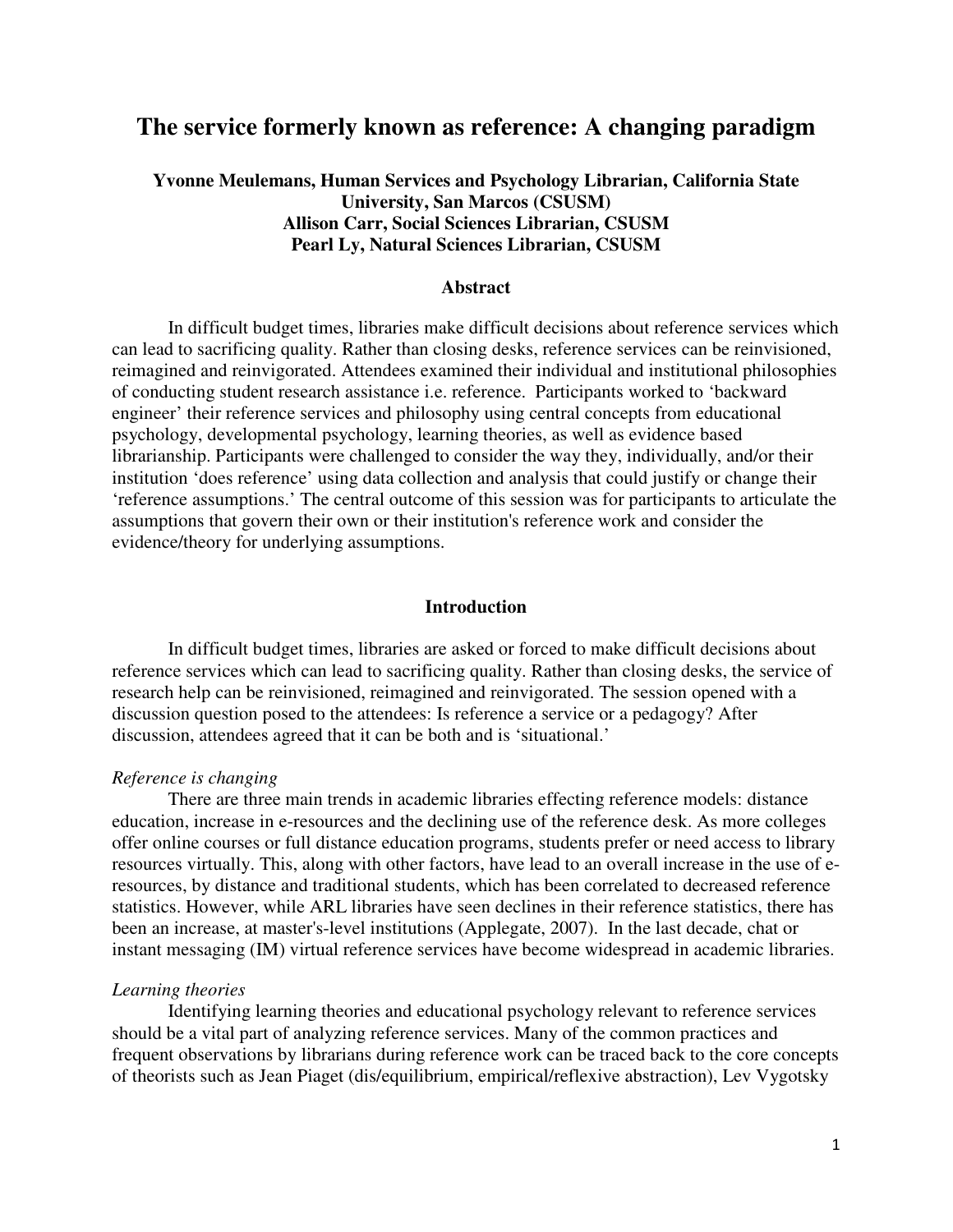# The service formerly known as reference: A changing paradigm

**Yvonne Meulemans, Human Services and Psychology Librarian, California State University, San Marcos (CSUSM)**
**Allison Carr, Social Sciences Librarian, CSUSM**
**Pearl Ly, Natural Sciences Librarian, CSUSM**

## Abstract

In difficult budget times, libraries make difficult decisions about reference services which can lead to sacrificing quality. Rather than closing desks, reference services can be reinvisioned, reimagined and reinvigorated. Attendees examined their individual and institutional philosophies of conducting student research assistance i.e. reference. Participants worked to 'backward engineer' their reference services and philosophy using central concepts from educational psychology, developmental psychology, learning theories, as well as evidence based librarianship. Participants were challenged to consider the way they, individually, and/or their institution 'does reference' using data collection and analysis that could justify or change their 'reference assumptions.' The central outcome of this session was for participants to articulate the assumptions that govern their own or their institution's reference work and consider the evidence/theory for underlying assumptions.

## Introduction

In difficult budget times, libraries are asked or forced to make difficult decisions about reference services which can lead to sacrificing quality. Rather than closing desks, the service of research help can be reinvisioned, reimagined and reinvigorated. The session opened with a discussion question posed to the attendees: Is reference a service or a pedagogy? After discussion, attendees agreed that it can be both and is 'situational.'

### *Reference is changing*

There are three main trends in academic libraries effecting reference models: distance education, increase in e-resources and the declining use of the reference desk. As more colleges offer online courses or full distance education programs, students prefer or need access to library resources virtually. This, along with other factors, have lead to an overall increase in the use of e-resources, by distance and traditional students, which has been correlated to decreased reference statistics. However, while ARL libraries have seen declines in their reference statistics, there has been an increase, at master's-level institutions (Applegate, 2007). In the last decade, chat or instant messaging (IM) virtual reference services have become widespread in academic libraries.

### *Learning theories*

Identifying learning theories and educational psychology relevant to reference services should be a vital part of analyzing reference services. Many of the common practices and frequent observations by librarians during reference work can be traced back to the core concepts of theorists such as Jean Piaget (dis/equilibrium, empirical/reflexive abstraction), Lev Vygotsky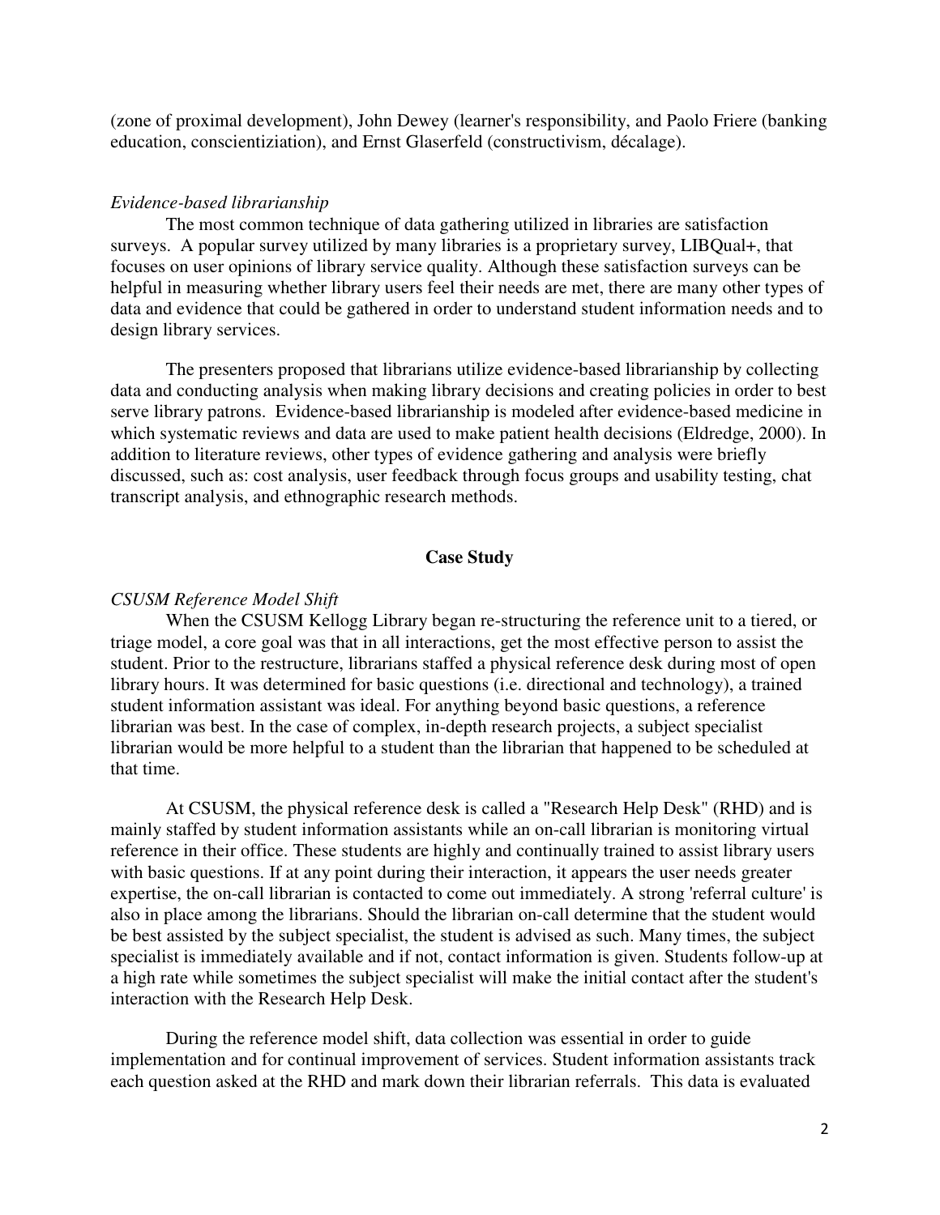(zone of proximal development), John Dewey (learner's responsibility, and Paolo Friere (banking education, conscientiziation), and Ernst Glaserfeld (constructivism, décalage).

*Evidence-based librarianship*

The most common technique of data gathering utilized in libraries are satisfaction surveys. A popular survey utilized by many libraries is a proprietary survey, LIBQual+, that focuses on user opinions of library service quality. Although these satisfaction surveys can be helpful in measuring whether library users feel their needs are met, there are many other types of data and evidence that could be gathered in order to understand student information needs and to design library services.

The presenters proposed that librarians utilize evidence-based librarianship by collecting data and conducting analysis when making library decisions and creating policies in order to best serve library patrons. Evidence-based librarianship is modeled after evidence-based medicine in which systematic reviews and data are used to make patient health decisions (Eldredge, 2000). In addition to literature reviews, other types of evidence gathering and analysis were briefly discussed, such as: cost analysis, user feedback through focus groups and usability testing, chat transcript analysis, and ethnographic research methods.

## Case Study

*CSUSM Reference Model Shift*

When the CSUSM Kellogg Library began re-structuring the reference unit to a tiered, or triage model, a core goal was that in all interactions, get the most effective person to assist the student. Prior to the restructure, librarians staffed a physical reference desk during most of open library hours. It was determined for basic questions (i.e. directional and technology), a trained student information assistant was ideal. For anything beyond basic questions, a reference librarian was best. In the case of complex, in-depth research projects, a subject specialist librarian would be more helpful to a student than the librarian that happened to be scheduled at that time.

At CSUSM, the physical reference desk is called a "Research Help Desk" (RHD) and is mainly staffed by student information assistants while an on-call librarian is monitoring virtual reference in their office. These students are highly and continually trained to assist library users with basic questions. If at any point during their interaction, it appears the user needs greater expertise, the on-call librarian is contacted to come out immediately. A strong 'referral culture' is also in place among the librarians. Should the librarian on-call determine that the student would be best assisted by the subject specialist, the student is advised as such. Many times, the subject specialist is immediately available and if not, contact information is given. Students follow-up at a high rate while sometimes the subject specialist will make the initial contact after the student's interaction with the Research Help Desk.

During the reference model shift, data collection was essential in order to guide implementation and for continual improvement of services. Student information assistants track each question asked at the RHD and mark down their librarian referrals. This data is evaluated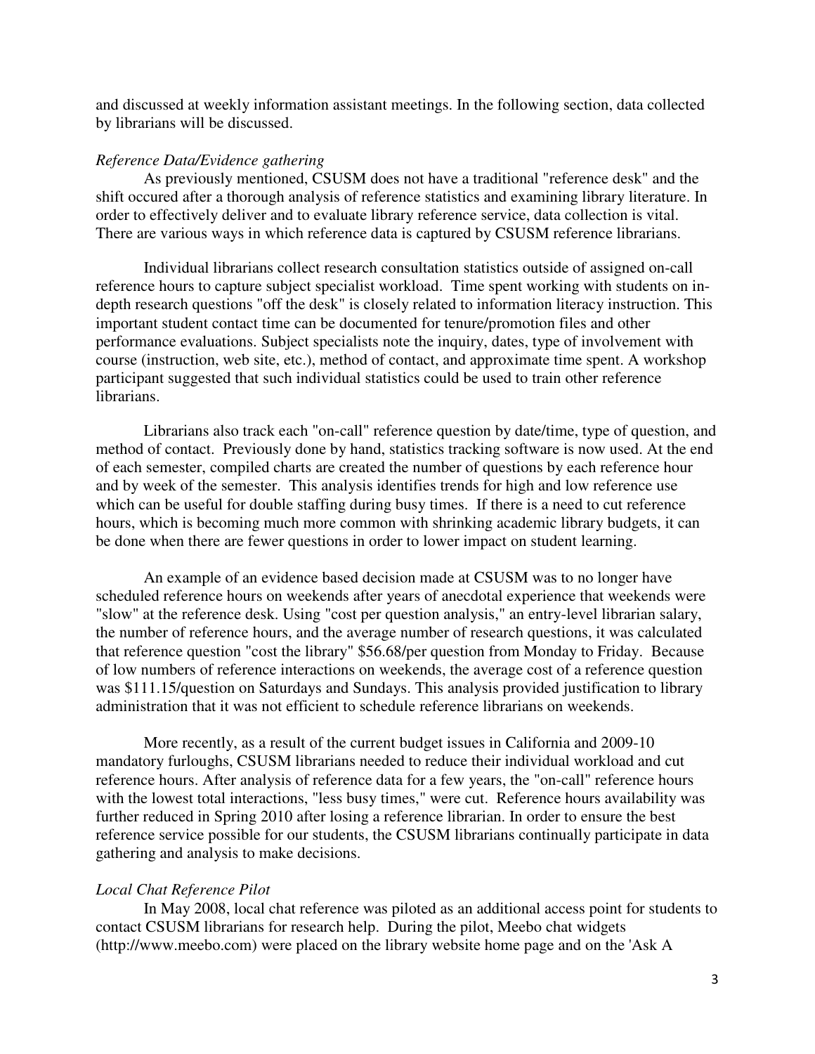and discussed at weekly information assistant meetings. In the following section, data collected by librarians will be discussed.

*Reference Data/Evidence gathering*

As previously mentioned, CSUSM does not have a traditional "reference desk" and the shift occured after a thorough analysis of reference statistics and examining library literature. In order to effectively deliver and to evaluate library reference service, data collection is vital. There are various ways in which reference data is captured by CSUSM reference librarians.

Individual librarians collect research consultation statistics outside of assigned on-call reference hours to capture subject specialist workload. Time spent working with students on in-depth research questions "off the desk" is closely related to information literacy instruction. This important student contact time can be documented for tenure/promotion files and other performance evaluations. Subject specialists note the inquiry, dates, type of involvement with course (instruction, web site, etc.), method of contact, and approximate time spent. A workshop participant suggested that such individual statistics could be used to train other reference librarians.

Librarians also track each "on-call" reference question by date/time, type of question, and method of contact. Previously done by hand, statistics tracking software is now used. At the end of each semester, compiled charts are created the number of questions by each reference hour and by week of the semester. This analysis identifies trends for high and low reference use which can be useful for double staffing during busy times. If there is a need to cut reference hours, which is becoming much more common with shrinking academic library budgets, it can be done when there are fewer questions in order to lower impact on student learning.

An example of an evidence based decision made at CSUSM was to no longer have scheduled reference hours on weekends after years of anecdotal experience that weekends were "slow" at the reference desk. Using "cost per question analysis," an entry-level librarian salary, the number of reference hours, and the average number of research questions, it was calculated that reference question "cost the library" $56.68/per question from Monday to Friday. Because of low numbers of reference interactions on weekends, the average cost of a reference question was $111.15/question on Saturdays and Sundays. This analysis provided justification to library administration that it was not efficient to schedule reference librarians on weekends.

More recently, as a result of the current budget issues in California and 2009-10 mandatory furloughs, CSUSM librarians needed to reduce their individual workload and cut reference hours. After analysis of reference data for a few years, the "on-call" reference hours with the lowest total interactions, "less busy times," were cut. Reference hours availability was further reduced in Spring 2010 after losing a reference librarian. In order to ensure the best reference service possible for our students, the CSUSM librarians continually participate in data gathering and analysis to make decisions.

*Local Chat Reference Pilot*

In May 2008, local chat reference was piloted as an additional access point for students to contact CSUSM librarians for research help. During the pilot, Meebo chat widgets (http://www.meebo.com) were placed on the library website home page and on the 'Ask A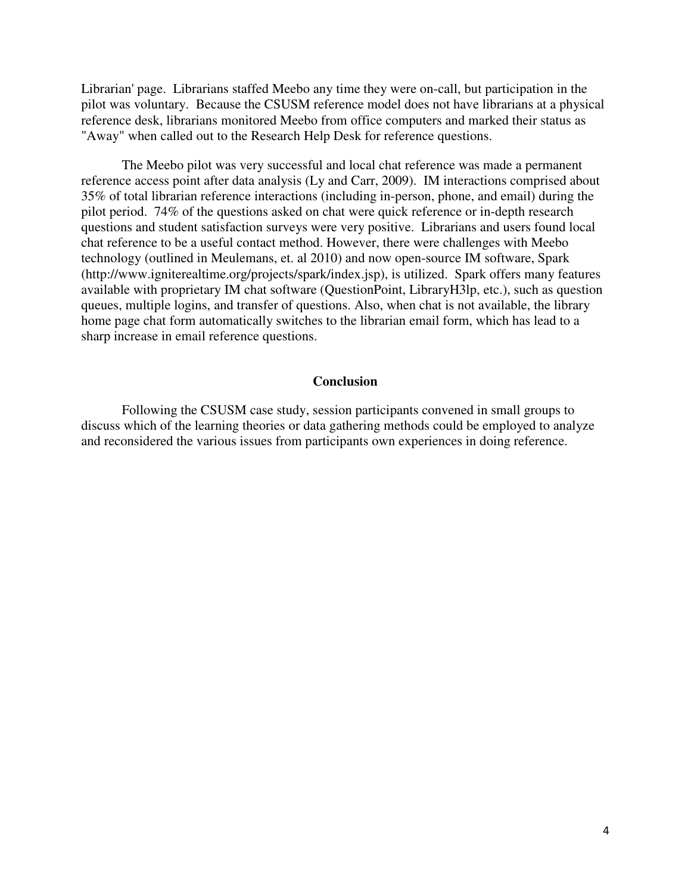Librarian' page. Librarians staffed Meebo any time they were on-call, but participation in the pilot was voluntary. Because the CSUSM reference model does not have librarians at a physical reference desk, librarians monitored Meebo from office computers and marked their status as "Away" when called out to the Research Help Desk for reference questions.

The Meebo pilot was very successful and local chat reference was made a permanent reference access point after data analysis (Ly and Carr, 2009). IM interactions comprised about 35% of total librarian reference interactions (including in-person, phone, and email) during the pilot period. 74% of the questions asked on chat were quick reference or in-depth research questions and student satisfaction surveys were very positive. Librarians and users found local chat reference to be a useful contact method. However, there were challenges with Meebo technology (outlined in Meulemans, et. al 2010) and now open-source IM software, Spark (http://www.igniterealtime.org/projects/spark/index.jsp), is utilized. Spark offers many features available with proprietary IM chat software (QuestionPoint, LibraryH3lp, etc.), such as question queues, multiple logins, and transfer of questions. Also, when chat is not available, the library home page chat form automatically switches to the librarian email form, which has lead to a sharp increase in email reference questions.

## Conclusion

Following the CSUSM case study, session participants convened in small groups to discuss which of the learning theories or data gathering methods could be employed to analyze and reconsidered the various issues from participants own experiences in doing reference.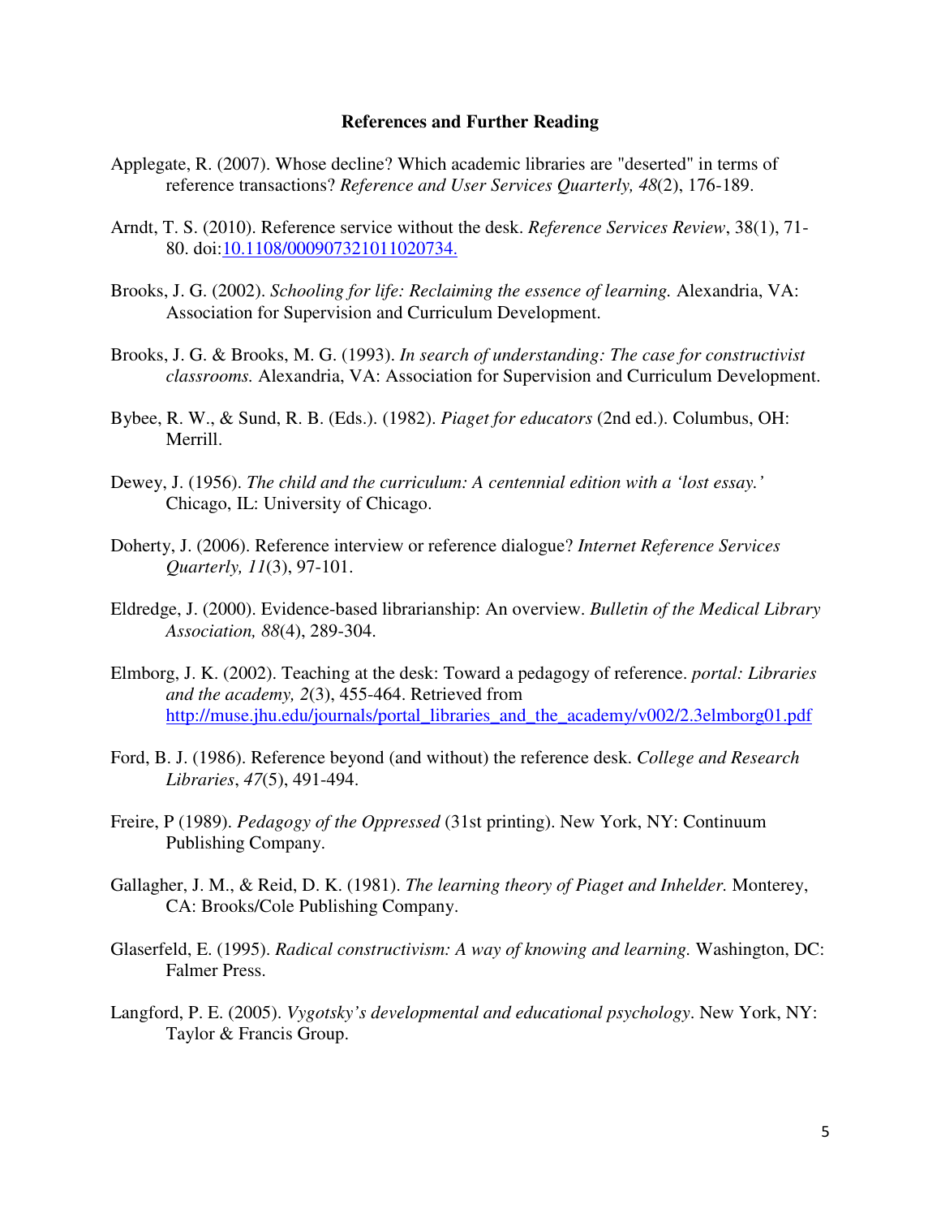**References and Further Reading**

Applegate, R. (2007). Whose decline? Which academic libraries are "deserted" in terms of reference transactions? *Reference and User Services Quarterly, 48*(2), 176-189.

Arndt, T. S. (2010). Reference service without the desk. *Reference Services Review*, 38(1), 71-80. doi:[10.1108/00090732101102073​4.](10.1108/000907321011020734)

Brooks, J. G. (2002). *Schooling for life: Reclaiming the essence of learning.* Alexandria, VA: Association for Supervision and Curriculum Development.

Brooks, J. G. & Brooks, M. G. (1993). *In search of understanding: The case for constructivist classrooms.* Alexandria, VA: Association for Supervision and Curriculum Development.

Bybee, R. W., & Sund, R. B. (Eds.). (1982). *Piaget for educators* (2nd ed.). Columbus, OH: Merrill.

Dewey, J. (1956). *The child and the curriculum: A centennial edition with a 'lost essay.'* Chicago, IL: University of Chicago.

Doherty, J. (2006). Reference interview or reference dialogue? *Internet Reference Services Quarterly, 11*(3), 97-101.

Eldredge, J. (2000). Evidence-based librarianship: An overview. *Bulletin of the Medical Library Association, 88*(4), 289-304.

Elmborg, J. K. (2002). Teaching at the desk: Toward a pedagogy of reference. *portal: Libraries and the academy, 2*(3), 455-464. Retrieved from [http://muse.jhu.edu/journals/portal_libraries_and_the_academy/v002/2.3elmborg01.pdf](http://muse.jhu.edu/journals/portal_libraries_and_the_academy/v002/2.3elmborg01.pdf)

Ford, B. J. (1986). Reference beyond (and without) the reference desk. *College and Research Libraries*, *47*(5), 491-494.

Freire, P (1989). *Pedagogy of the Oppressed* (31st printing). New York, NY: Continuum Publishing Company.

Gallagher, J. M., & Reid, D. K. (1981). *The learning theory of Piaget and Inhelder.* Monterey, CA: Brooks/Cole Publishing Company.

Glaserfeld, E. (1995). *Radical constructivism: A way of knowing and learning.* Washington, DC: Falmer Press.

Langford, P. E. (2005). *Vygotsky's developmental and educational psychology*. New York, NY: Taylor & Francis Group.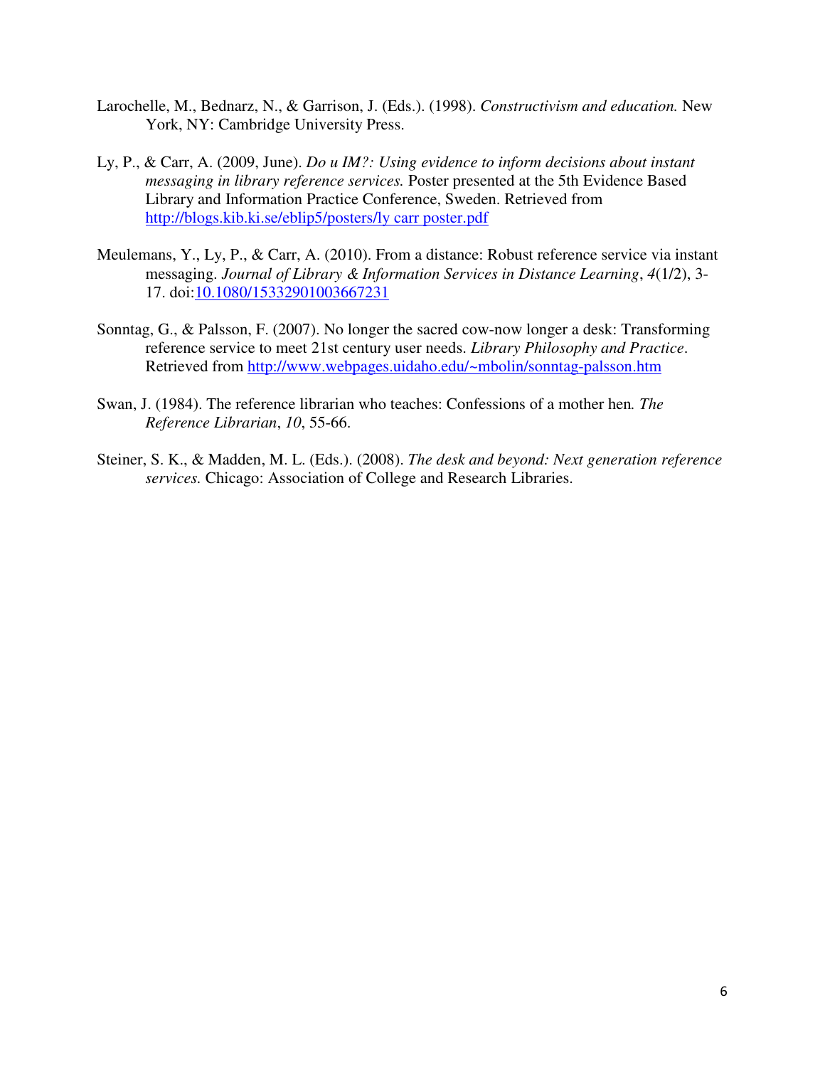Larochelle, M., Bednarz, N., & Garrison, J. (Eds.). (1998). *Constructivism and education.* New York, NY: Cambridge University Press.

Ly, P., & Carr, A. (2009, June). *Do u IM?: Using evidence to inform decisions about instant messaging in library reference services.* Poster presented at the 5th Evidence Based Library and Information Practice Conference, Sweden. Retrieved from http://blogs.kib.ki.se/eblip5/posters/ly carr poster.pdf

Meulemans, Y., Ly, P., & Carr, A. (2010). From a distance: Robust reference service via instant messaging. *Journal of Library & Information Services in Distance Learning*, *4*(1/2), 3-17. doi:10.1080/15332901003667231

Sonntag, G., & Palsson, F. (2007). No longer the sacred cow-now longer a desk: Transforming reference service to meet 21st century user needs. *Library Philosophy and Practice*. Retrieved from http://www.webpages.uidaho.edu/~mbolin/sonntag-palsson.htm

Swan, J. (1984). The reference librarian who teaches: Confessions of a mother hen. *The Reference Librarian*, *10*, 55-66.

Steiner, S. K., & Madden, M. L. (Eds.). (2008). *The desk and beyond: Next generation reference services.* Chicago: Association of College and Research Libraries.